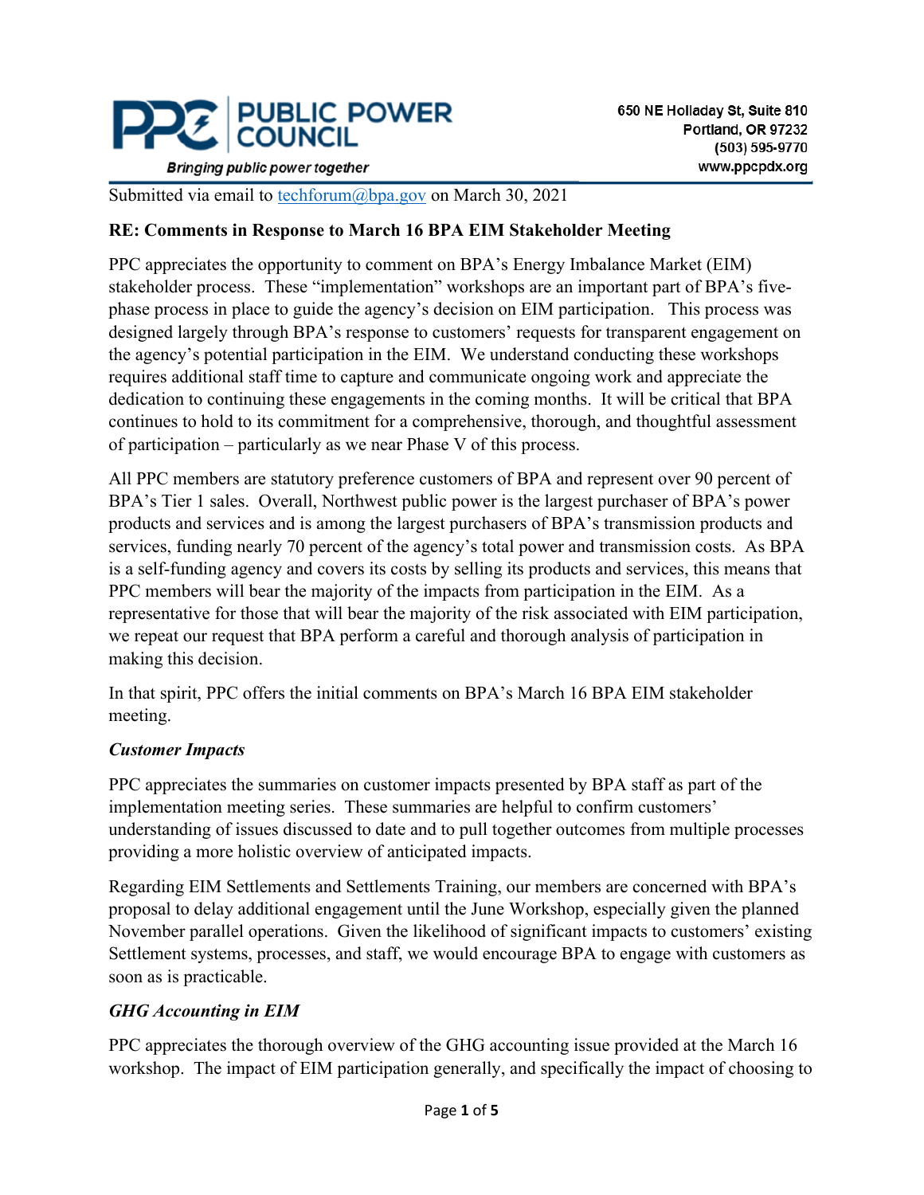PUBLIC POWER COUNCIL

*Bringing public power together*

650 NE Holladay St, Suite 810
Portland, OR 97232
(503) 595-9770
www.ppcpdx.org

Submitted via email to techforum@bpa.gov on March 30, 2021

**RE: Comments in Response to March 16 BPA EIM Stakeholder Meeting**

PPC appreciates the opportunity to comment on BPA's Energy Imbalance Market (EIM) stakeholder process. These "implementation" workshops are an important part of BPA's five-phase process in place to guide the agency's decision on EIM participation. This process was designed largely through BPA's response to customers' requests for transparent engagement on the agency's potential participation in the EIM. We understand conducting these workshops requires additional staff time to capture and communicate ongoing work and appreciate the dedication to continuing these engagements in the coming months. It will be critical that BPA continues to hold to its commitment for a comprehensive, thorough, and thoughtful assessment of participation – particularly as we near Phase V of this process.

All PPC members are statutory preference customers of BPA and represent over 90 percent of BPA's Tier 1 sales. Overall, Northwest public power is the largest purchaser of BPA's power products and services and is among the largest purchasers of BPA's transmission products and services, funding nearly 70 percent of the agency's total power and transmission costs. As BPA is a self-funding agency and covers its costs by selling its products and services, this means that PPC members will bear the majority of the impacts from participation in the EIM. As a representative for those that will bear the majority of the risk associated with EIM participation, we repeat our request that BPA perform a careful and thorough analysis of participation in making this decision.

In that spirit, PPC offers the initial comments on BPA's March 16 BPA EIM stakeholder meeting.

***Customer Impacts***

PPC appreciates the summaries on customer impacts presented by BPA staff as part of the implementation meeting series. These summaries are helpful to confirm customers' understanding of issues discussed to date and to pull together outcomes from multiple processes providing a more holistic overview of anticipated impacts.

Regarding EIM Settlements and Settlements Training, our members are concerned with BPA's proposal to delay additional engagement until the June Workshop, especially given the planned November parallel operations. Given the likelihood of significant impacts to customers' existing Settlement systems, processes, and staff, we would encourage BPA to engage with customers as soon as is practicable.

***GHG Accounting in EIM***

PPC appreciates the thorough overview of the GHG accounting issue provided at the March 16 workshop. The impact of EIM participation generally, and specifically the impact of choosing to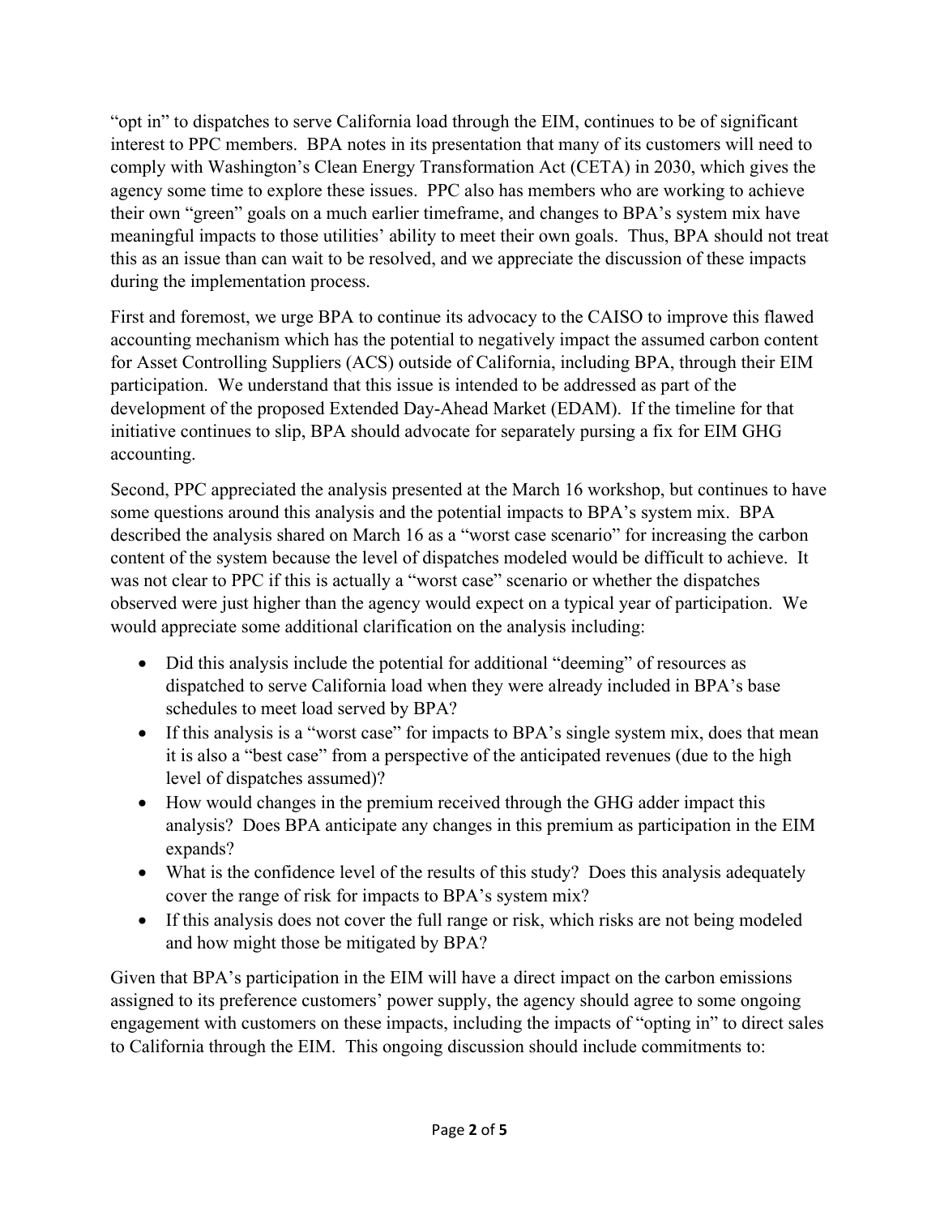"opt in" to dispatches to serve California load through the EIM, continues to be of significant interest to PPC members. BPA notes in its presentation that many of its customers will need to comply with Washington's Clean Energy Transformation Act (CETA) in 2030, which gives the agency some time to explore these issues. PPC also has members who are working to achieve their own "green" goals on a much earlier timeframe, and changes to BPA's system mix have meaningful impacts to those utilities' ability to meet their own goals. Thus, BPA should not treat this as an issue than can wait to be resolved, and we appreciate the discussion of these impacts during the implementation process.

First and foremost, we urge BPA to continue its advocacy to the CAISO to improve this flawed accounting mechanism which has the potential to negatively impact the assumed carbon content for Asset Controlling Suppliers (ACS) outside of California, including BPA, through their EIM participation. We understand that this issue is intended to be addressed as part of the development of the proposed Extended Day-Ahead Market (EDAM). If the timeline for that initiative continues to slip, BPA should advocate for separately pursing a fix for EIM GHG accounting.

Second, PPC appreciated the analysis presented at the March 16 workshop, but continues to have some questions around this analysis and the potential impacts to BPA's system mix. BPA described the analysis shared on March 16 as a "worst case scenario" for increasing the carbon content of the system because the level of dispatches modeled would be difficult to achieve. It was not clear to PPC if this is actually a "worst case" scenario or whether the dispatches observed were just higher than the agency would expect on a typical year of participation. We would appreciate some additional clarification on the analysis including:

- Did this analysis include the potential for additional "deeming" of resources as dispatched to serve California load when they were already included in BPA's base schedules to meet load served by BPA?
- If this analysis is a "worst case" for impacts to BPA's single system mix, does that mean it is also a "best case" from a perspective of the anticipated revenues (due to the high level of dispatches assumed)?
- How would changes in the premium received through the GHG adder impact this analysis? Does BPA anticipate any changes in this premium as participation in the EIM expands?
- What is the confidence level of the results of this study? Does this analysis adequately cover the range of risk for impacts to BPA's system mix?
- If this analysis does not cover the full range or risk, which risks are not being modeled and how might those be mitigated by BPA?

Given that BPA's participation in the EIM will have a direct impact on the carbon emissions assigned to its preference customers' power supply, the agency should agree to some ongoing engagement with customers on these impacts, including the impacts of "opting in" to direct sales to California through the EIM. This ongoing discussion should include commitments to: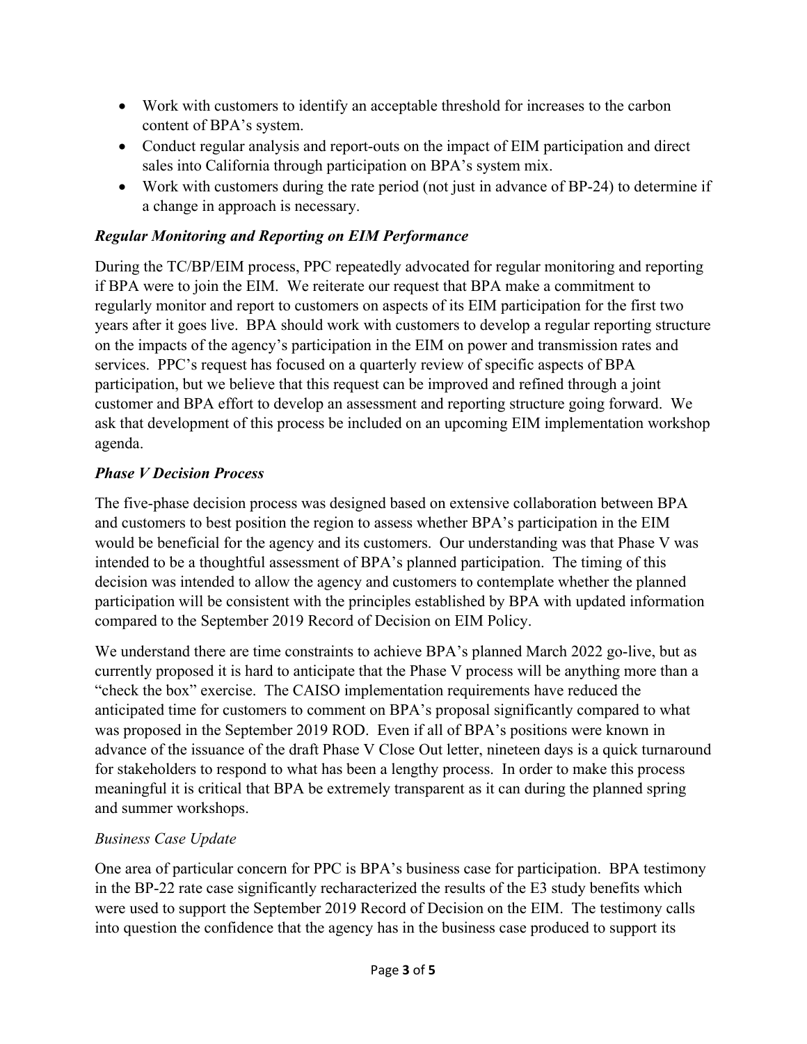- Work with customers to identify an acceptable threshold for increases to the carbon content of BPA's system.
- Conduct regular analysis and report-outs on the impact of EIM participation and direct sales into California through participation on BPA's system mix.
- Work with customers during the rate period (not just in advance of BP-24) to determine if a change in approach is necessary.

### ***Regular Monitoring and Reporting on EIM Performance***

During the TC/BP/EIM process, PPC repeatedly advocated for regular monitoring and reporting if BPA were to join the EIM. We reiterate our request that BPA make a commitment to regularly monitor and report to customers on aspects of its EIM participation for the first two years after it goes live. BPA should work with customers to develop a regular reporting structure on the impacts of the agency's participation in the EIM on power and transmission rates and services. PPC's request has focused on a quarterly review of specific aspects of BPA participation, but we believe that this request can be improved and refined through a joint customer and BPA effort to develop an assessment and reporting structure going forward. We ask that development of this process be included on an upcoming EIM implementation workshop agenda.

### ***Phase V Decision Process***

The five-phase decision process was designed based on extensive collaboration between BPA and customers to best position the region to assess whether BPA's participation in the EIM would be beneficial for the agency and its customers. Our understanding was that Phase V was intended to be a thoughtful assessment of BPA's planned participation. The timing of this decision was intended to allow the agency and customers to contemplate whether the planned participation will be consistent with the principles established by BPA with updated information compared to the September 2019 Record of Decision on EIM Policy.

We understand there are time constraints to achieve BPA's planned March 2022 go-live, but as currently proposed it is hard to anticipate that the Phase V process will be anything more than a "check the box" exercise. The CAISO implementation requirements have reduced the anticipated time for customers to comment on BPA's proposal significantly compared to what was proposed in the September 2019 ROD. Even if all of BPA's positions were known in advance of the issuance of the draft Phase V Close Out letter, nineteen days is a quick turnaround for stakeholders to respond to what has been a lengthy process. In order to make this process meaningful it is critical that BPA be extremely transparent as it can during the planned spring and summer workshops.

#### *Business Case Update*

One area of particular concern for PPC is BPA's business case for participation. BPA testimony in the BP-22 rate case significantly recharacterized the results of the E3 study benefits which were used to support the September 2019 Record of Decision on the EIM. The testimony calls into question the confidence that the agency has in the business case produced to support its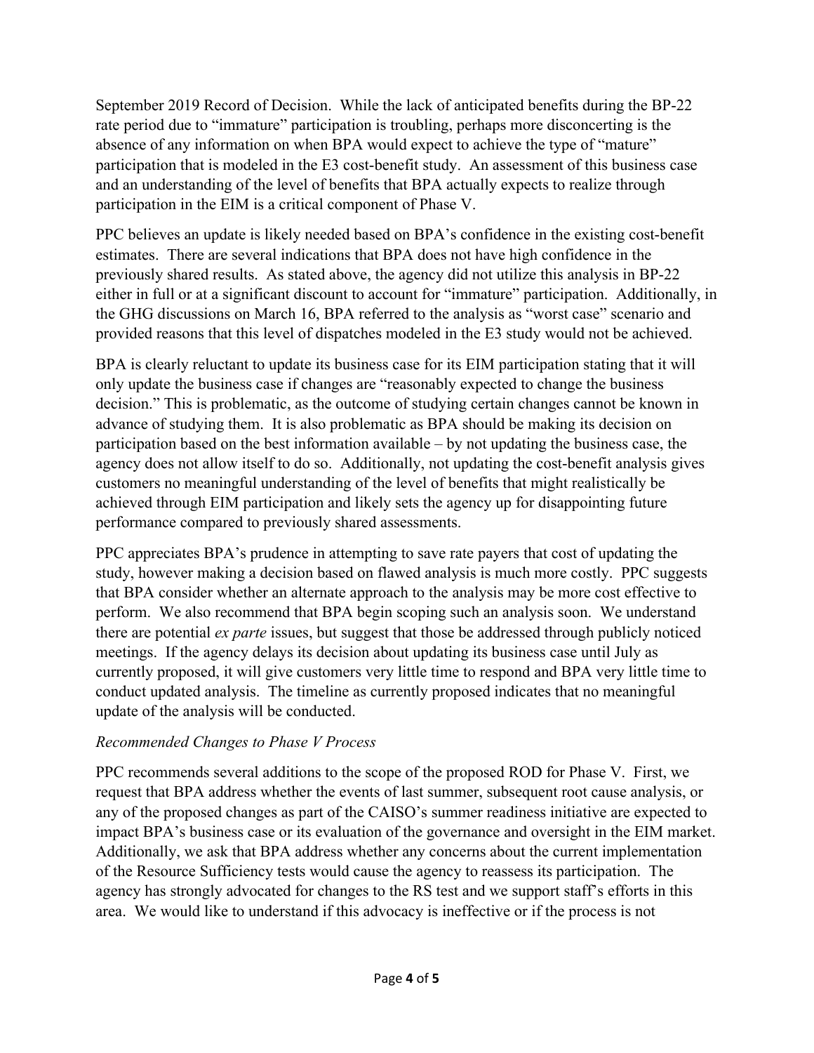September 2019 Record of Decision. While the lack of anticipated benefits during the BP-22 rate period due to "immature" participation is troubling, perhaps more disconcerting is the absence of any information on when BPA would expect to achieve the type of "mature" participation that is modeled in the E3 cost-benefit study. An assessment of this business case and an understanding of the level of benefits that BPA actually expects to realize through participation in the EIM is a critical component of Phase V.

PPC believes an update is likely needed based on BPA's confidence in the existing cost-benefit estimates. There are several indications that BPA does not have high confidence in the previously shared results. As stated above, the agency did not utilize this analysis in BP-22 either in full or at a significant discount to account for "immature" participation. Additionally, in the GHG discussions on March 16, BPA referred to the analysis as "worst case" scenario and provided reasons that this level of dispatches modeled in the E3 study would not be achieved.

BPA is clearly reluctant to update its business case for its EIM participation stating that it will only update the business case if changes are "reasonably expected to change the business decision." This is problematic, as the outcome of studying certain changes cannot be known in advance of studying them. It is also problematic as BPA should be making its decision on participation based on the best information available – by not updating the business case, the agency does not allow itself to do so. Additionally, not updating the cost-benefit analysis gives customers no meaningful understanding of the level of benefits that might realistically be achieved through EIM participation and likely sets the agency up for disappointing future performance compared to previously shared assessments.

PPC appreciates BPA's prudence in attempting to save rate payers that cost of updating the study, however making a decision based on flawed analysis is much more costly. PPC suggests that BPA consider whether an alternate approach to the analysis may be more cost effective to perform. We also recommend that BPA begin scoping such an analysis soon. We understand there are potential *ex parte* issues, but suggest that those be addressed through publicly noticed meetings. If the agency delays its decision about updating its business case until July as currently proposed, it will give customers very little time to respond and BPA very little time to conduct updated analysis. The timeline as currently proposed indicates that no meaningful update of the analysis will be conducted.

*Recommended Changes to Phase V Process*

PPC recommends several additions to the scope of the proposed ROD for Phase V. First, we request that BPA address whether the events of last summer, subsequent root cause analysis, or any of the proposed changes as part of the CAISO's summer readiness initiative are expected to impact BPA's business case or its evaluation of the governance and oversight in the EIM market. Additionally, we ask that BPA address whether any concerns about the current implementation of the Resource Sufficiency tests would cause the agency to reassess its participation. The agency has strongly advocated for changes to the RS test and we support staff's efforts in this area. We would like to understand if this advocacy is ineffective or if the process is not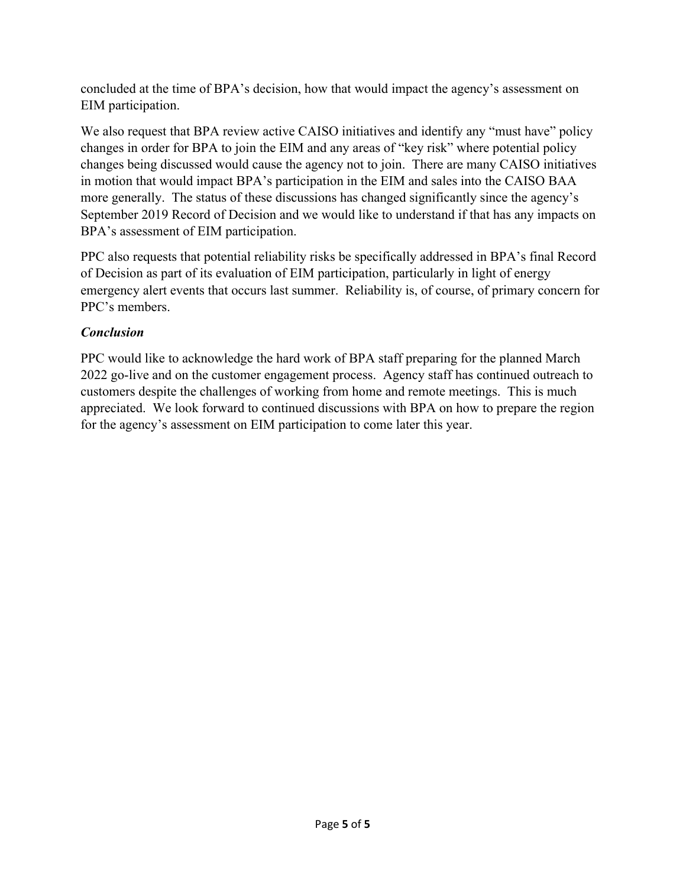concluded at the time of BPA's decision, how that would impact the agency's assessment on EIM participation.

We also request that BPA review active CAISO initiatives and identify any "must have" policy changes in order for BPA to join the EIM and any areas of "key risk" where potential policy changes being discussed would cause the agency not to join. There are many CAISO initiatives in motion that would impact BPA's participation in the EIM and sales into the CAISO BAA more generally. The status of these discussions has changed significantly since the agency's September 2019 Record of Decision and we would like to understand if that has any impacts on BPA's assessment of EIM participation.

PPC also requests that potential reliability risks be specifically addressed in BPA's final Record of Decision as part of its evaluation of EIM participation, particularly in light of energy emergency alert events that occurs last summer. Reliability is, of course, of primary concern for PPC's members.

***Conclusion***

PPC would like to acknowledge the hard work of BPA staff preparing for the planned March 2022 go-live and on the customer engagement process. Agency staff has continued outreach to customers despite the challenges of working from home and remote meetings. This is much appreciated. We look forward to continued discussions with BPA on how to prepare the region for the agency's assessment on EIM participation to come later this year.